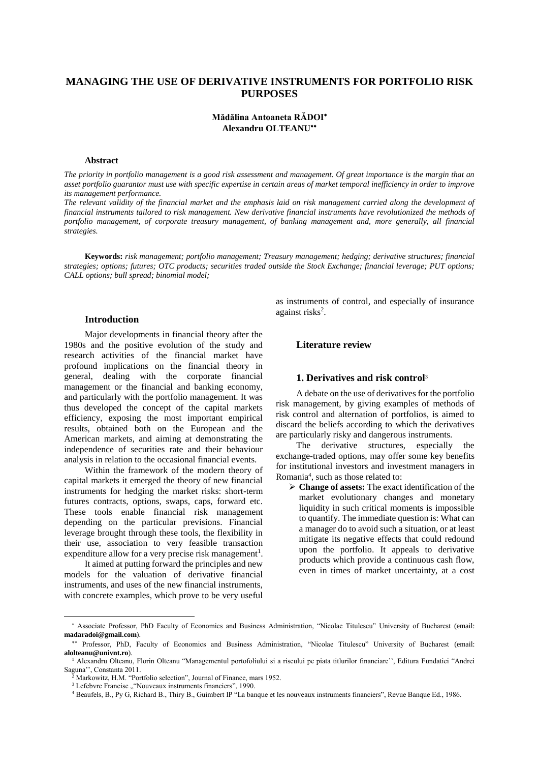# MANAGING THE USE OF DERIVATIVE INSTRUMENTS FOR PORTFOLIO RISK PURPOSES

**Mădălina Antoaneta RĂDOI**[*]
**Alexandru OLTEANU**[**]

### Abstract

*The priority in portfolio management is a good risk assessment and management. Of great importance is the margin that an asset portfolio guarantor must use with specific expertise in certain areas of market temporal inefficiency in order to improve its management performance.*

*The relevant validity of the financial market and the emphasis laid on risk management carried along the development of financial instruments tailored to risk management. New derivative financial instruments have revolutionized the methods of portfolio management, of corporate treasury management, of banking management and, more generally, all financial strategies.*

**Keywords:** *risk management; portfolio management; Treasury management; hedging; derivative structures; financial strategies; options; futures; OTC products; securities traded outside the Stock Exchange; financial leverage; PUT options; CALL options; bull spread; binomial model;*

### Introduction

Major developments in financial theory after the 1980s and the positive evolution of the study and research activities of the financial market have profound implications on the financial theory in general, dealing with the corporate financial management or the financial and banking economy, and particularly with the portfolio management. It was thus developed the concept of the capital markets efficiency, exposing the most important empirical results, obtained both on the European and the American markets, and aiming at demonstrating the independence of securities rate and their behaviour analysis in relation to the occasional financial events.

Within the framework of the modern theory of capital markets it emerged the theory of new financial instruments for hedging the market risks: short-term futures contracts, options, swaps, caps, forward etc. These tools enable financial risk management depending on the particular previsions. Financial leverage brought through these tools, the flexibility in their use, association to very feasible transaction expenditure allow for a very precise risk management[1].

It aimed at putting forward the principles and new models for the valuation of derivative financial instruments, and uses of the new financial instruments, with concrete examples, which prove to be very useful as instruments of control, and especially of insurance against risks[2].

### Literature review

#### 1. Derivatives and risk control[3]

A debate on the use of derivatives for the portfolio risk management, by giving examples of methods of risk control and alternation of portfolios, is aimed to discard the beliefs according to which the derivatives are particularly risky and dangerous instruments.

The derivative structures, especially the exchange-traded options, may offer some key benefits for institutional investors and investment managers in Romania[4], such as those related to:

- **Change of assets:** The exact identification of the market evolutionary changes and monetary liquidity in such critical moments is impossible to quantify. The immediate question is: What can a manager do to avoid such a situation, or at least mitigate its negative effects that could redound upon the portfolio. It appeals to derivative products which provide a continuous cash flow, even in times of market uncertainty, at a cost

---

[*] Associate Professor, PhD Faculty of Economics and Business Administration, "Nicolae Titulescu" University of Bucharest (email: **madaradoi@gmail.com**).

[**] Professor, PhD, Faculty of Economics and Business Administration, "Nicolae Titulescu" University of Bucharest (email: **alolteanu@univnt.ro**).

[1] Alexandru Olteanu, Florin Olteanu "Managementul portofoliului si a riscului pe piata titlurilor financiare'', Editura Fundatiei "Andrei Saguna'', Constanta 2011.

[2] Markowitz, H.M. "Portfolio selection", Journal of Finance, mars 1952.

[3] Lefebvre Francisc „"Nouveaux instruments financiers", 1990.

[4] Beaufels, B., Py G, Richard B., Thiry B., Guimbert IP "La banque et les nouveaux instruments financiers", Revue Banque Ed., 1986.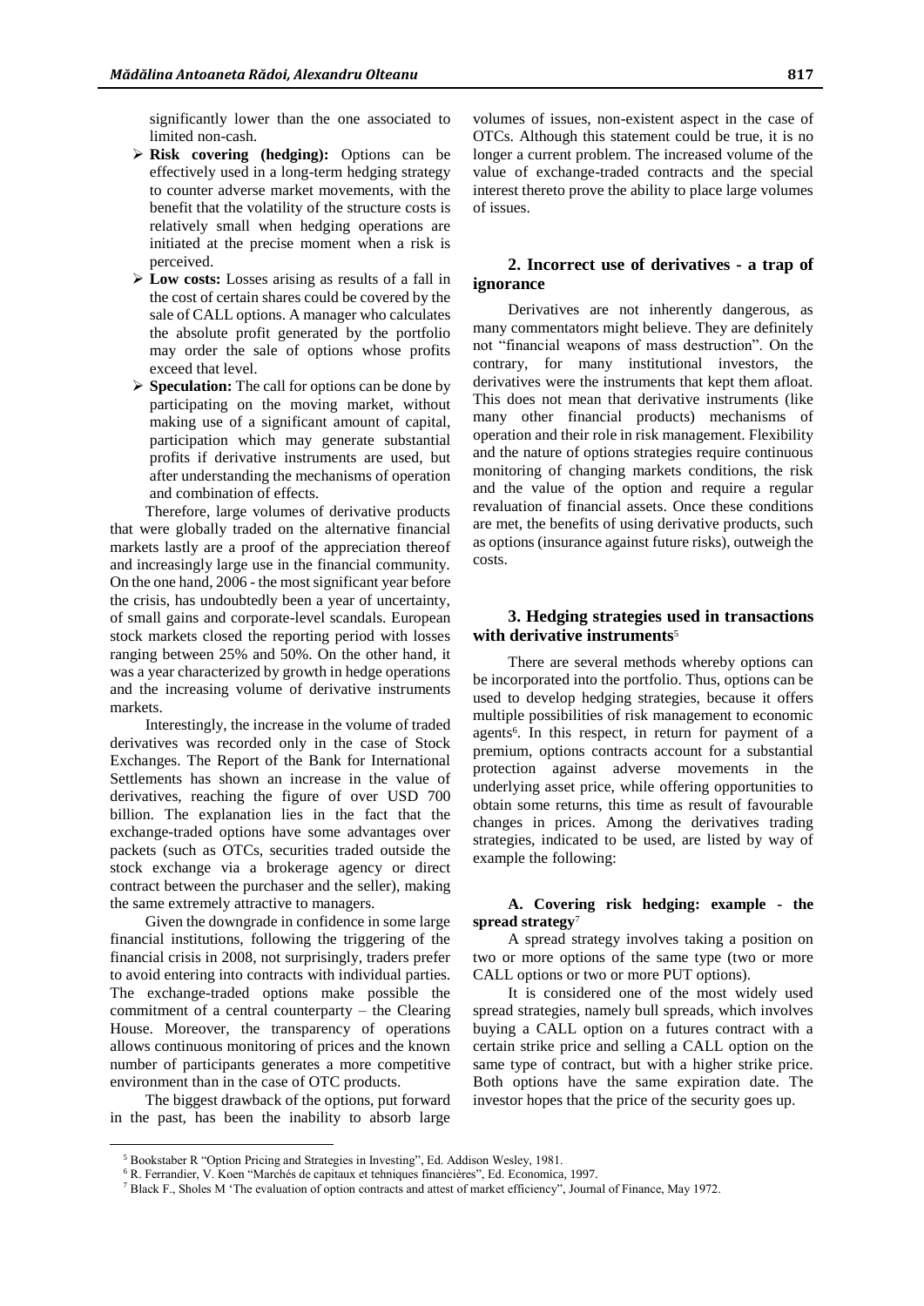significantly lower than the one associated to limited non-cash.

- **Risk covering (hedging):** Options can be effectively used in a long-term hedging strategy to counter adverse market movements, with the benefit that the volatility of the structure costs is relatively small when hedging operations are initiated at the precise moment when a risk is perceived.
- **Low costs:** Losses arising as results of a fall in the cost of certain shares could be covered by the sale of CALL options. A manager who calculates the absolute profit generated by the portfolio may order the sale of options whose profits exceed that level.
- **Speculation:** The call for options can be done by participating on the moving market, without making use of a significant amount of capital, participation which may generate substantial profits if derivative instruments are used, but after understanding the mechanisms of operation and combination of effects.

Therefore, large volumes of derivative products that were globally traded on the alternative financial markets lastly are a proof of the appreciation thereof and increasingly large use in the financial community. On the one hand, 2006 - the most significant year before the crisis, has undoubtedly been a year of uncertainty, of small gains and corporate-level scandals. European stock markets closed the reporting period with losses ranging between 25% and 50%. On the other hand, it was a year characterized by growth in hedge operations and the increasing volume of derivative instruments markets.

Interestingly, the increase in the volume of traded derivatives was recorded only in the case of Stock Exchanges. The Report of the Bank for International Settlements has shown an increase in the value of derivatives, reaching the figure of over USD 700 billion. The explanation lies in the fact that the exchange-traded options have some advantages over packets (such as OTCs, securities traded outside the stock exchange via a brokerage agency or direct contract between the purchaser and the seller), making the same extremely attractive to managers.

Given the downgrade in confidence in some large financial institutions, following the triggering of the financial crisis in 2008, not surprisingly, traders prefer to avoid entering into contracts with individual parties. The exchange-traded options make possible the commitment of a central counterparty – the Clearing House. Moreover, the transparency of operations allows continuous monitoring of prices and the known number of participants generates a more competitive environment than in the case of OTC products.

The biggest drawback of the options, put forward in the past, has been the inability to absorb large volumes of issues, non-existent aspect in the case of OTCs. Although this statement could be true, it is no longer a current problem. The increased volume of the value of exchange-traded contracts and the special interest thereto prove the ability to place large volumes of issues.

## 2. Incorrect use of derivatives - a trap of ignorance

Derivatives are not inherently dangerous, as many commentators might believe. They are definitely not "financial weapons of mass destruction". On the contrary, for many institutional investors, the derivatives were the instruments that kept them afloat. This does not mean that derivative instruments (like many other financial products) mechanisms of operation and their role in risk management. Flexibility and the nature of options strategies require continuous monitoring of changing markets conditions, the risk and the value of the option and require a regular revaluation of financial assets. Once these conditions are met, the benefits of using derivative products, such as options (insurance against future risks), outweigh the costs.

## 3. Hedging strategies used in transactions with derivative instruments[5]

There are several methods whereby options can be incorporated into the portfolio. Thus, options can be used to develop hedging strategies, because it offers multiple possibilities of risk management to economic agents[6]. In this respect, in return for payment of a premium, options contracts account for a substantial protection against adverse movements in the underlying asset price, while offering opportunities to obtain some returns, this time as result of favourable changes in prices. Among the derivatives trading strategies, indicated to be used, are listed by way of example the following:

### A. Covering risk hedging: example - the spread strategy[7]

A spread strategy involves taking a position on two or more options of the same type (two or more CALL options or two or more PUT options).

It is considered one of the most widely used spread strategies, namely bull spreads, which involves buying a CALL option on a futures contract with a certain strike price and selling a CALL option on the same type of contract, but with a higher strike price. Both options have the same expiration date. The investor hopes that the price of the security goes up.

---

[5] Bookstaber R "Option Pricing and Strategies in Investing", Ed. Addison Wesley, 1981.

[6] R. Ferrandier, V. Koen "Marchés de capitaux et tehniques financières", Ed. Economica, 1997.

[7] Black F., Sholes M 'The evaluation of option contracts and attest of market efficiency", Journal of Finance, May 1972.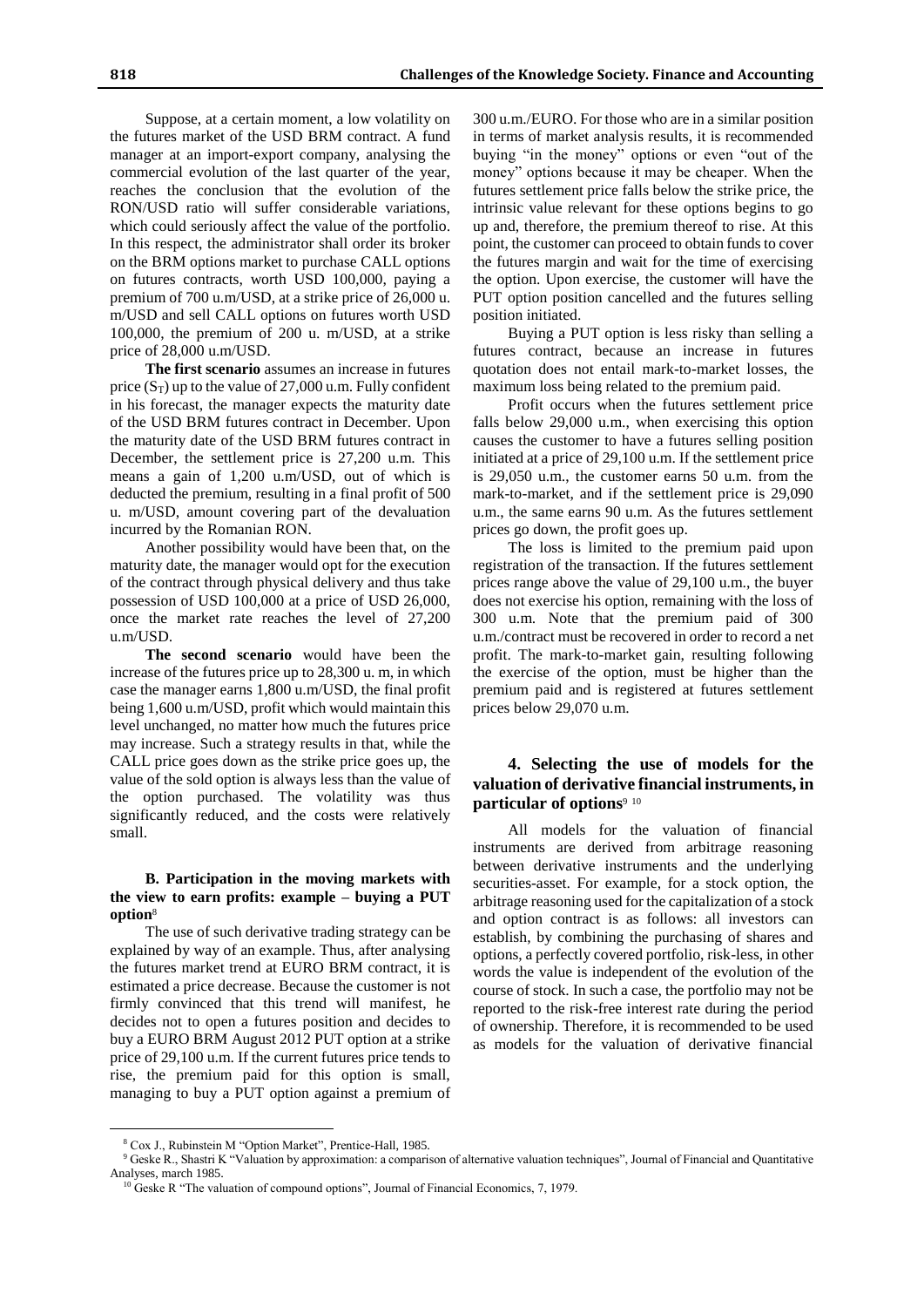Suppose, at a certain moment, a low volatility on the futures market of the USD BRM contract. A fund manager at an import-export company, analysing the commercial evolution of the last quarter of the year, reaches the conclusion that the evolution of the RON/USD ratio will suffer considerable variations, which could seriously affect the value of the portfolio. In this respect, the administrator shall order its broker on the BRM options market to purchase CALL options on futures contracts, worth USD 100,000, paying a premium of 700 u.m/USD, at a strike price of 26,000 u. m/USD and sell CALL options on futures worth USD 100,000, the premium of 200 u. m/USD, at a strike price of 28,000 u.m/USD.

**The first scenario** assumes an increase in futures price ($S_T$) up to the value of 27,000 u.m. Fully confident in his forecast, the manager expects the maturity date of the USD BRM futures contract in December. Upon the maturity date of the USD BRM futures contract in December, the settlement price is 27,200 u.m. This means a gain of 1,200 u.m/USD, out of which is deducted the premium, resulting in a final profit of 500 u. m/USD, amount covering part of the devaluation incurred by the Romanian RON.

Another possibility would have been that, on the maturity date, the manager would opt for the execution of the contract through physical delivery and thus take possession of USD 100,000 at a price of USD 26,000, once the market rate reaches the level of 27,200 u.m/USD.

**The second scenario** would have been the increase of the futures price up to 28,300 u. m, in which case the manager earns 1,800 u.m/USD, the final profit being 1,600 u.m/USD, profit which would maintain this level unchanged, no matter how much the futures price may increase. Such a strategy results in that, while the CALL price goes down as the strike price goes up, the value of the sold option is always less than the value of the option purchased. The volatility was thus significantly reduced, and the costs were relatively small.

#### B. Participation in the moving markets with the view to earn profits: example – buying a PUT option[8]

The use of such derivative trading strategy can be explained by way of an example. Thus, after analysing the futures market trend at EURO BRM contract, it is estimated a price decrease. Because the customer is not firmly convinced that this trend will manifest, he decides not to open a futures position and decides to buy a EURO BRM August 2012 PUT option at a strike price of 29,100 u.m. If the current futures price tends to rise, the premium paid for this option is small, managing to buy a PUT option against a premium of 300 u.m./EURO. For those who are in a similar position in terms of market analysis results, it is recommended buying "in the money" options or even "out of the money" options because it may be cheaper. When the futures settlement price falls below the strike price, the intrinsic value relevant for these options begins to go up and, therefore, the premium thereof to rise. At this point, the customer can proceed to obtain funds to cover the futures margin and wait for the time of exercising the option. Upon exercise, the customer will have the PUT option position cancelled and the futures selling position initiated.

Buying a PUT option is less risky than selling a futures contract, because an increase in futures quotation does not entail mark-to-market losses, the maximum loss being related to the premium paid.

Profit occurs when the futures settlement price falls below 29,000 u.m., when exercising this option causes the customer to have a futures selling position initiated at a price of 29,100 u.m. If the settlement price is 29,050 u.m., the customer earns 50 u.m. from the mark-to-market, and if the settlement price is 29,090 u.m., the same earns 90 u.m. As the futures settlement prices go down, the profit goes up.

The loss is limited to the premium paid upon registration of the transaction. If the futures settlement prices range above the value of 29,100 u.m., the buyer does not exercise his option, remaining with the loss of 300 u.m. Note that the premium paid of 300 u.m./contract must be recovered in order to record a net profit. The mark-to-market gain, resulting following the exercise of the option, must be higher than the premium paid and is registered at futures settlement prices below 29,070 u.m.

### 4. Selecting the use of models for the valuation of derivative financial instruments, in particular of options[9] [10]

All models for the valuation of financial instruments are derived from arbitrage reasoning between derivative instruments and the underlying securities-asset. For example, for a stock option, the arbitrage reasoning used for the capitalization of a stock and option contract is as follows: all investors can establish, by combining the purchasing of shares and options, a perfectly covered portfolio, risk-less, in other words the value is independent of the evolution of the course of stock. In such a case, the portfolio may not be reported to the risk-free interest rate during the period of ownership. Therefore, it is recommended to be used as models for the valuation of derivative financial

[8] Cox J., Rubinstein M "Option Market", Prentice-Hall, 1985.

[9] Geske R., Shastri K "Valuation by approximation: a comparison of alternative valuation techniques", Journal of Financial and Quantitative Analyses, march 1985.

[10] Geske R "The valuation of compound options", Journal of Financial Economics, 7, 1979.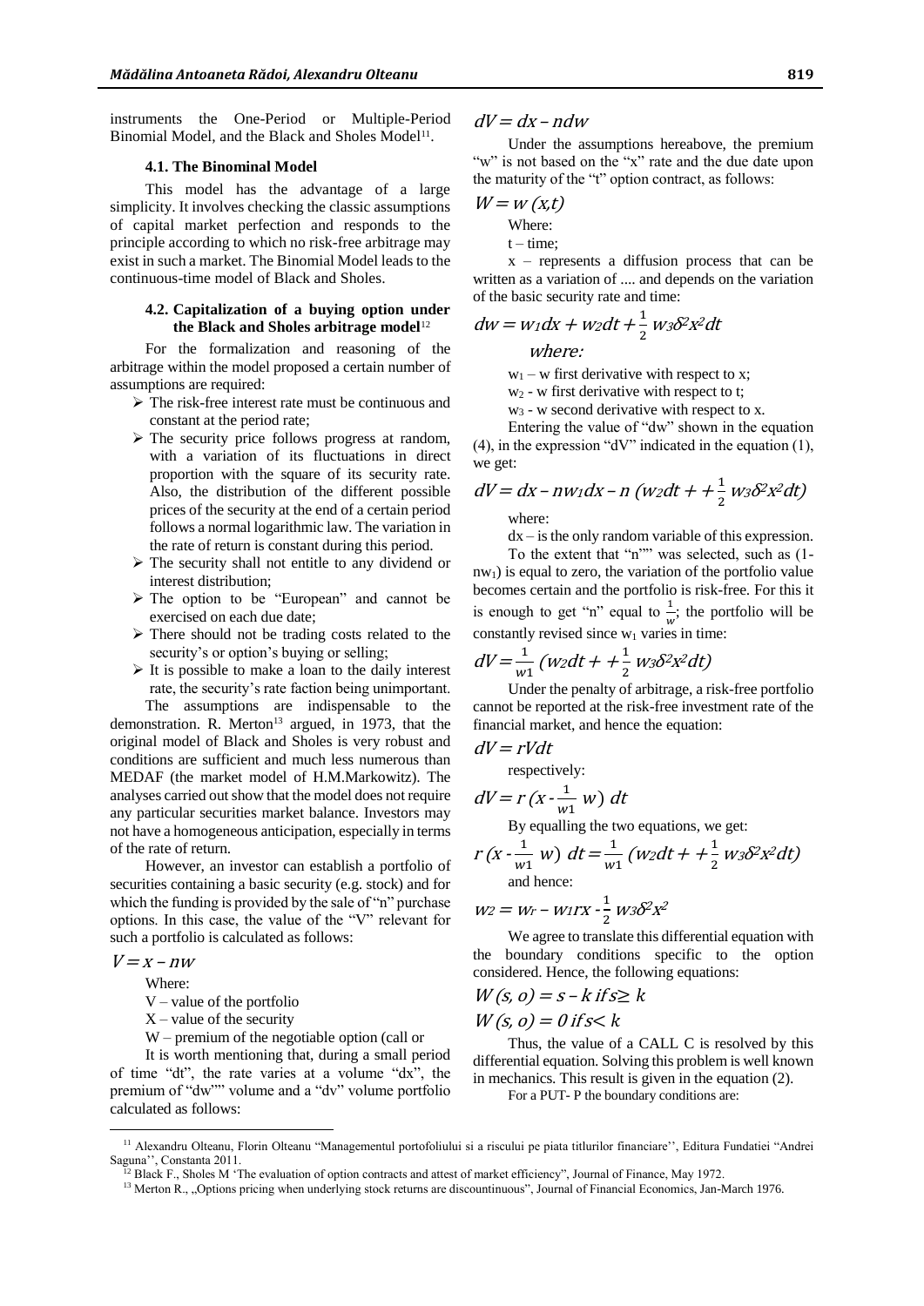instruments the One-Period or Multiple-Period Binomial Model, and the Black and Sholes Model[11].

### 4.1. The Binominal Model

This model has the advantage of a large simplicity. It involves checking the classic assumptions of capital market perfection and responds to the principle according to which no risk-free arbitrage may exist in such a market. The Binomial Model leads to the continuous-time model of Black and Sholes.

### 4.2. Capitalization of a buying option under the Black and Sholes arbitrage model[12]

For the formalization and reasoning of the arbitrage within the model proposed a certain number of assumptions are required:

- The risk-free interest rate must be continuous and constant at the period rate;
- The security price follows progress at random, with a variation of its fluctuations in direct proportion with the square of its security rate. Also, the distribution of the different possible prices of the security at the end of a certain period follows a normal logarithmic law. The variation in the rate of return is constant during this period.
- The security shall not entitle to any dividend or interest distribution;
- The option to be "European" and cannot be exercised on each due date;
- There should not be trading costs related to the security's or option's buying or selling;
- It is possible to make a loan to the daily interest rate, the security's rate faction being unimportant.

The assumptions are indispensable to the demonstration. R. Merton[13] argued, in 1973, that the original model of Black and Sholes is very robust and conditions are sufficient and much less numerous than MEDAF (the market model of H.M.Markowitz). The analyses carried out show that the model does not require any particular securities market balance. Investors may not have a homogeneous anticipation, especially in terms of the rate of return.

However, an investor can establish a portfolio of securities containing a basic security (e.g. stock) and for which the funding is provided by the sale of "n" purchase options. In this case, the value of the "V" relevant for such a portfolio is calculated as follows:

$$V = x - nw$$

Where:

V – value of the portfolio

X – value of the security

W – premium of the negotiable option (call or

It is worth mentioning that, during a small period of time "dt", the rate varies at a volume "dx", the premium of "dw"" volume and a "dv" volume portfolio calculated as follows:

$$dV = dx - ndw$$

Under the assumptions hereabove, the premium "w" is not based on the "x" rate and the due date upon the maturity of the "t" option contract, as follows:

$$W = w\,(x,t)$$

Where:

t – time;

x – represents a diffusion process that can be written as a variation of .... and depends on the variation of the basic security rate and time:

$$dw = w_1 dx + w_2 dt + \frac{1}{2}\, w_3 \delta^2 x^2 dt$$

*where:*

$w_1$ – w first derivative with respect to x;

$w_2$ - w first derivative with respect to t;

$w_3$ - w second derivative with respect to x.

Entering the value of "dw" shown in the equation (4), in the expression "dV" indicated in the equation (1), we get:

$$dV = dx - nw_1 dx - n\,(w_2 dt + + \frac{1}{2}\, w_3 \delta^2 x^2 dt)$$

where:

dx – is the only random variable of this expression.

To the extent that "n"" was selected, such as ($1-nw_1$) is equal to zero, the variation of the portfolio value becomes certain and the portfolio is risk-free. For this it is enough to get "n" equal to $\frac{1}{w}$; the portfolio will be constantly revised since $w_1$ varies in time:

$$dV = \frac{1}{w1}\,(w_2 dt + + \frac{1}{2}\, w_3 \delta^2 x^2 dt)$$

Under the penalty of arbitrage, a risk-free portfolio cannot be reported at the risk-free investment rate of the financial market, and hence the equation:

$$dV = rVdt$$

respectively:

$$dV = r\,(x - \frac{1}{w1}\, w)\; dt$$

By equalling the two equations, we get:

$$r\,(x - \frac{1}{w1}\, w)\; dt = \frac{1}{w1}\,(w_2 dt + + \frac{1}{2}\, w_3 \delta^2 x^2 dt)$$

and hence:

$$w_2 = w_r - w_1 rx - \frac{1}{2}\, w_3 \delta^2 x^2$$

We agree to translate this differential equation with the boundary conditions specific to the option considered. Hence, the following equations:

$$W\,(s,\, o) = s - k \;\; if\, s \geq k$$

$$W\,(s,\, o) = 0 \;\; if\, s < k$$

Thus, the value of a CALL C is resolved by this differential equation. Solving this problem is well known in mechanics. This result is given in the equation (2).

For a PUT- P the boundary conditions are:

---

[11] Alexandru Olteanu, Florin Olteanu "Managementul portofoliului si a riscului pe piata titlurilor financiare'', Editura Fundatiei "Andrei Saguna'', Constanta 2011.

[12] Black F., Sholes M 'The evaluation of option contracts and attest of market efficiency", Journal of Finance, May 1972.

[13] Merton R., „Options pricing when underlying stock returns are discountinuous", Journal of Financial Economics, Jan-March 1976.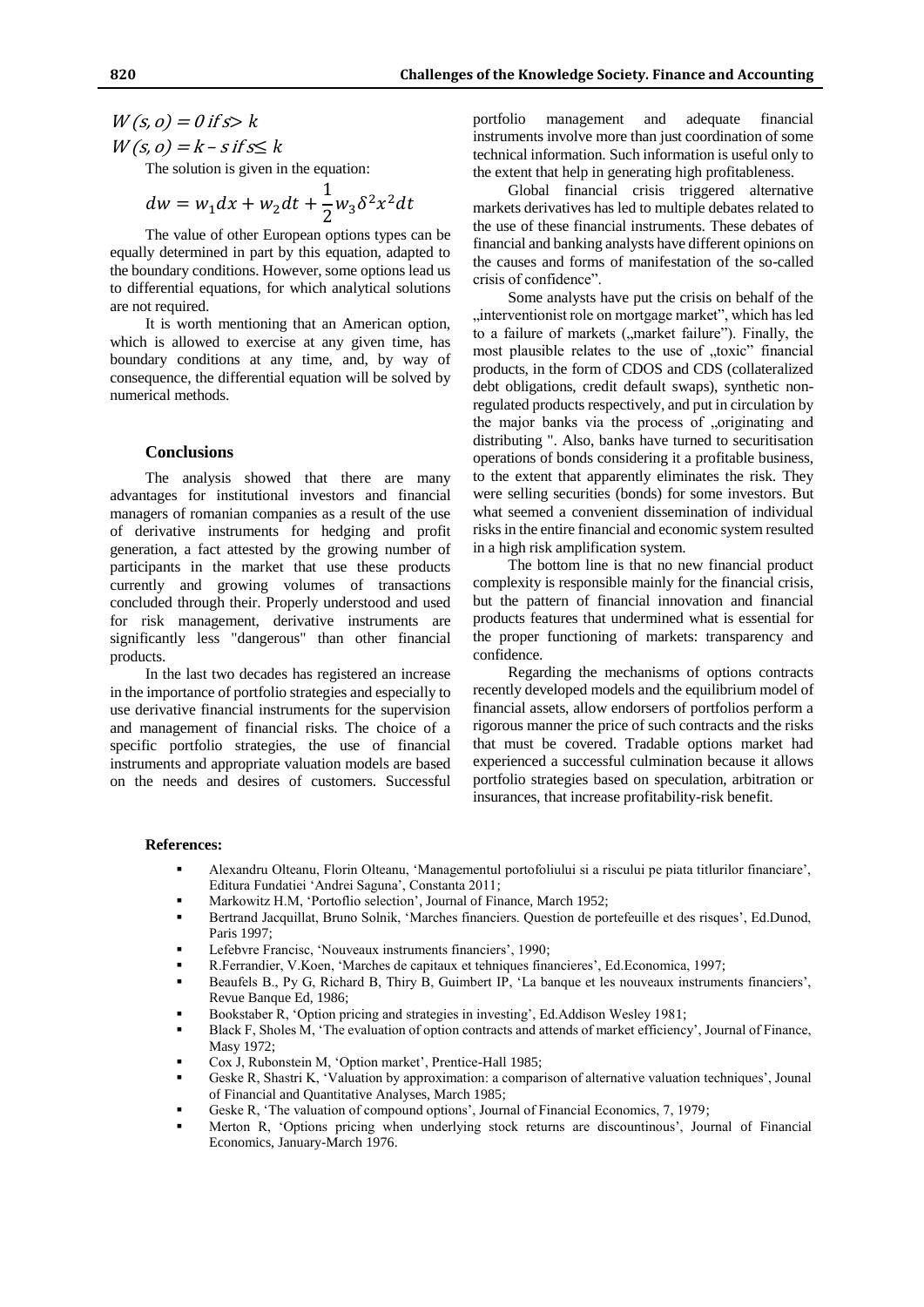$W(s, o) = 0$ if $s > k$

$W(s, o) = k - s$ if $s \leq k$

The solution is given in the equation:

$$dw = w_1 dx + w_2 dt + \frac{1}{2} w_3 \delta^2 x^2 dt$$

The value of other European options types can be equally determined in part by this equation, adapted to the boundary conditions. However, some options lead us to differential equations, for which analytical solutions are not required.

It is worth mentioning that an American option, which is allowed to exercise at any given time, has boundary conditions at any time, and, by way of consequence, the differential equation will be solved by numerical methods.

### Conclusions

The analysis showed that there are many advantages for institutional investors and financial managers of romanian companies as a result of the use of derivative instruments for hedging and profit generation, a fact attested by the growing number of participants in the market that use these products currently and growing volumes of transactions concluded through their. Properly understood and used for risk management, derivative instruments are significantly less "dangerous" than other financial products.

In the last two decades has registered an increase in the importance of portfolio strategies and especially to use derivative financial instruments for the supervision and management of financial risks. The choice of a specific portfolio strategies, the use of financial instruments and appropriate valuation models are based on the needs and desires of customers. Successful portfolio management and adequate financial instruments involve more than just coordination of some technical information. Such information is useful only to the extent that help in generating high profitableness.

Global financial crisis triggered alternative markets derivatives has led to multiple debates related to the use of these financial instruments. These debates of financial and banking analysts have different opinions on the causes and forms of manifestation of the so-called crisis of confidence".

Some analysts have put the crisis on behalf of the „interventionist role on mortgage market", which has led to a failure of markets („market failure"). Finally, the most plausible relates to the use of „toxic" financial products, in the form of CDOS and CDS (collateralized debt obligations, credit default swaps), synthetic non-regulated products respectively, and put in circulation by the major banks via the process of „originating and distributing ". Also, banks have turned to securitisation operations of bonds considering it a profitable business, to the extent that apparently eliminates the risk. They were selling securities (bonds) for some investors. But what seemed a convenient dissemination of individual risks in the entire financial and economic system resulted in a high risk amplification system.

The bottom line is that no new financial product complexity is responsible mainly for the financial crisis, but the pattern of financial innovation and financial products features that undermined what is essential for the proper functioning of markets: transparency and confidence.

Regarding the mechanisms of options contracts recently developed models and the equilibrium model of financial assets, allow endorsers of portfolios perform a rigorous manner the price of such contracts and the risks that must be covered. Tradable options market had experienced a successful culmination because it allows portfolio strategies based on speculation, arbitration or insurances, that increase profitability-risk benefit.

**References:**

- Alexandru Olteanu, Florin Olteanu, 'Managementul portofoliului si a riscului pe piata titlurilor financiare', Editura Fundatiei 'Andrei Saguna', Constanta 2011;
- Markowitz H.M, 'Portoflio selection', Journal of Finance, March 1952;
- Bertrand Jacquillat, Bruno Solnik, 'Marches financiers. Question de portefeuille et des risques', Ed.Dunod, Paris 1997;
- Lefebvre Francisc, 'Nouveaux instruments financiers', 1990;
- R.Ferrandier, V.Koen, 'Marches de capitaux et tehniques financieres', Ed.Economica, 1997;
- Beaufels B., Py G, Richard B, Thiry B, Guimbert IP, 'La banque et les nouveaux instruments financiers', Revue Banque Ed, 1986;
- Bookstaber R, 'Option pricing and strategies in investing', Ed.Addison Wesley 1981;
- Black F, Sholes M, 'The evaluation of option contracts and attends of market efficiency', Journal of Finance, Masy 1972;
- Cox J, Rubonstein M, 'Option market', Prentice-Hall 1985;
- Geske R, Shastri K, 'Valuation by approximation: a comparison of alternative valuation techniques', Jounal of Financial and Quantitative Analyses, March 1985;
- Geske R, 'The valuation of compound options', Journal of Financial Economics, 7, 1979;
- Merton R, 'Options pricing when underlying stock returns are discountinous', Journal of Financial Economics, January-March 1976.